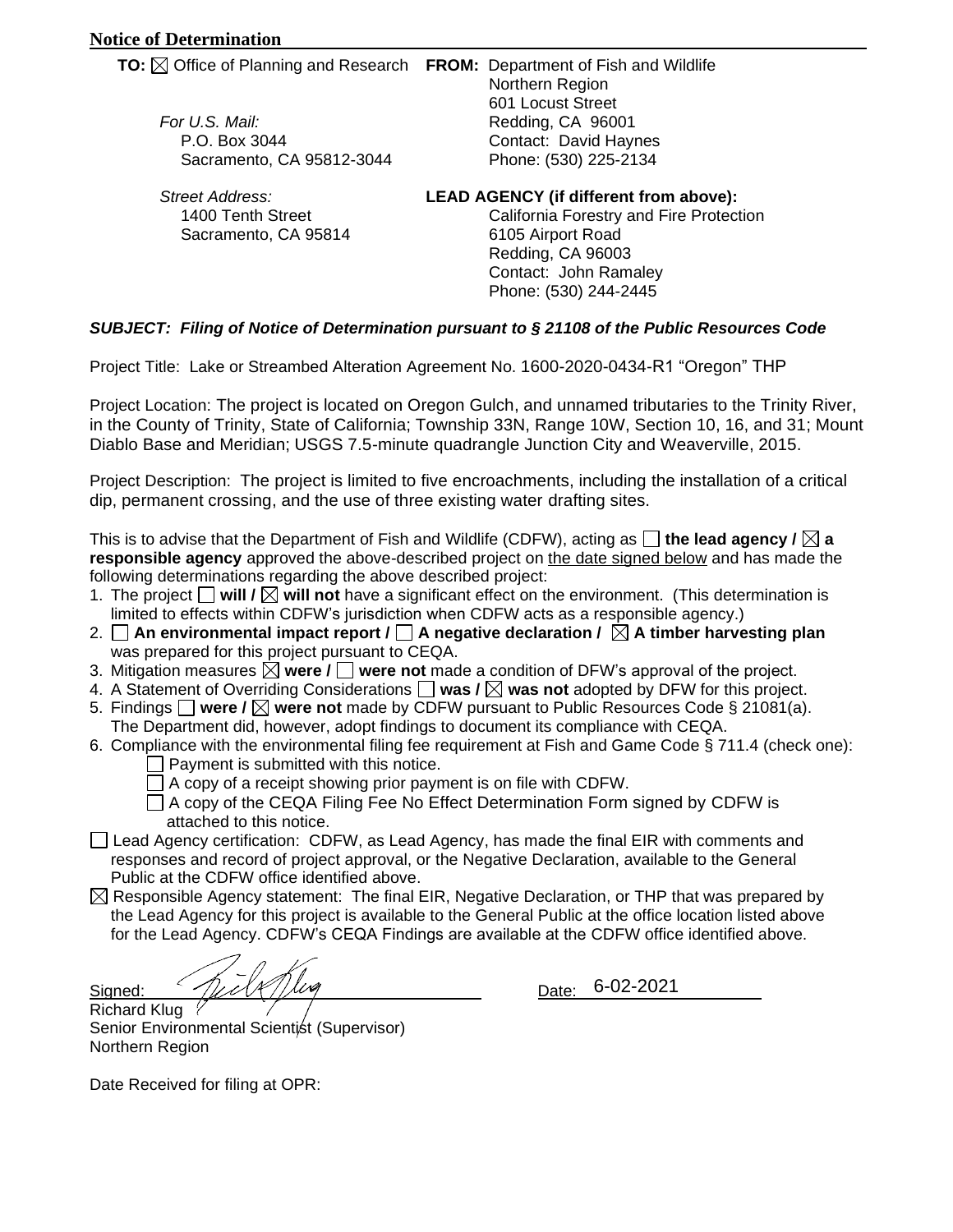**Notice of Determination**

| | |
|---|---|
| **TO:** ☒ Office of Planning and Research | **FROM:** Department of Fish and Wildlife<br>Northern Region<br>601 Locust Street<br>Redding, CA 96001<br>Contact: David Haynes<br>Phone: (530) 225-2134 |
| *For U.S. Mail:*<br>P.O. Box 3044<br>Sacramento, CA 95812-3044 | |
| *Street Address:*<br>1400 Tenth Street<br>Sacramento, CA 95814 | **LEAD AGENCY (if different from above):**<br>California Forestry and Fire Protection<br>6105 Airport Road<br>Redding, CA 96003<br>Contact: John Ramaley<br>Phone: (530) 244-2445 |

***SUBJECT: Filing of Notice of Determination pursuant to § 21108 of the Public Resources Code***

Project Title: Lake or Streambed Alteration Agreement No. 1600-2020-0434-R1 "Oregon" THP

Project Location: The project is located on Oregon Gulch, and unnamed tributaries to the Trinity River, in the County of Trinity, State of California; Township 33N, Range 10W, Section 10, 16, and 31; Mount Diablo Base and Meridian; USGS 7.5-minute quadrangle Junction City and Weaverville, 2015.

Project Description: The project is limited to five encroachments, including the installation of a critical dip, permanent crossing, and the use of three existing water drafting sites.

This is to advise that the Department of Fish and Wildlife (CDFW), acting as ☐ **the lead agency /** ☒ **a responsible agency** approved the above-described project on the date signed below and has made the following determinations regarding the above described project:

1. The project ☐ **will /** ☒ **will not** have a significant effect on the environment. (This determination is limited to effects within CDFW's jurisdiction when CDFW acts as a responsible agency.)
2. ☐ **An environmental impact report /** ☐ **A negative declaration /** ☒ **A timber harvesting plan** was prepared for this project pursuant to CEQA.
3. Mitigation measures ☒ **were /** ☐ **were not** made a condition of DFW's approval of the project.
4. A Statement of Overriding Considerations ☐ **was /** ☒ **was not** adopted by DFW for this project.
5. Findings ☐ **were /** ☒ **were not** made by CDFW pursuant to Public Resources Code § 21081(a). The Department did, however, adopt findings to document its compliance with CEQA.
6. Compliance with the environmental filing fee requirement at Fish and Game Code § 711.4 (check one):
   - ☐ Payment is submitted with this notice.
   - ☐ A copy of a receipt showing prior payment is on file with CDFW.
   - ☐ A copy of the CEQA Filing Fee No Effect Determination Form signed by CDFW is attached to this notice.

☐ Lead Agency certification: CDFW, as Lead Agency, has made the final EIR with comments and responses and record of project approval, or the Negative Declaration, available to the General Public at the CDFW office identified above.

☒ Responsible Agency statement: The final EIR, Negative Declaration, or THP that was prepared by the Lead Agency for this project is available to the General Public at the office location listed above for the Lead Agency. CDFW's CEQA Findings are available at the CDFW office identified above.

Signed: _______________ Date: 6-02-2021

Richard Klug
Senior Environmental Scientist (Supervisor)
Northern Region

Date Received for filing at OPR: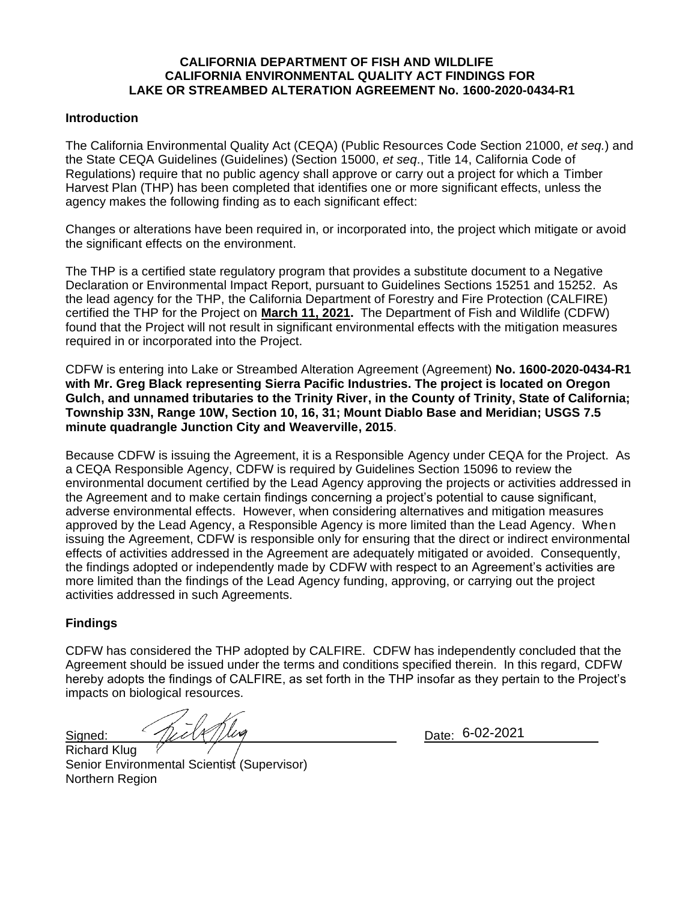**CALIFORNIA DEPARTMENT OF FISH AND WILDLIFE**
**CALIFORNIA ENVIRONMENTAL QUALITY ACT FINDINGS FOR**
**LAKE OR STREAMBED ALTERATION AGREEMENT No. 1600-2020-0434-R1**

## Introduction

The California Environmental Quality Act (CEQA) (Public Resources Code Section 21000, *et seq.*) and the State CEQA Guidelines (Guidelines) (Section 15000, *et seq*., Title 14, California Code of Regulations) require that no public agency shall approve or carry out a project for which a Timber Harvest Plan (THP) has been completed that identifies one or more significant effects, unless the agency makes the following finding as to each significant effect:

Changes or alterations have been required in, or incorporated into, the project which mitigate or avoid the significant effects on the environment.

The THP is a certified state regulatory program that provides a substitute document to a Negative Declaration or Environmental Impact Report, pursuant to Guidelines Sections 15251 and 15252. As the lead agency for the THP, the California Department of Forestry and Fire Protection (CALFIRE) certified the THP for the Project on **March 11, 2021.** The Department of Fish and Wildlife (CDFW) found that the Project will not result in significant environmental effects with the mitigation measures required in or incorporated into the Project.

CDFW is entering into Lake or Streambed Alteration Agreement (Agreement) **No. 1600-2020-0434-R1 with Mr. Greg Black representing Sierra Pacific Industries. The project is located on Oregon Gulch, and unnamed tributaries to the Trinity River, in the County of Trinity, State of California; Township 33N, Range 10W, Section 10, 16, 31; Mount Diablo Base and Meridian; USGS 7.5 minute quadrangle Junction City and Weaverville, 2015**.

Because CDFW is issuing the Agreement, it is a Responsible Agency under CEQA for the Project. As a CEQA Responsible Agency, CDFW is required by Guidelines Section 15096 to review the environmental document certified by the Lead Agency approving the projects or activities addressed in the Agreement and to make certain findings concerning a project's potential to cause significant, adverse environmental effects. However, when considering alternatives and mitigation measures approved by the Lead Agency, a Responsible Agency is more limited than the Lead Agency. When issuing the Agreement, CDFW is responsible only for ensuring that the direct or indirect environmental effects of activities addressed in the Agreement are adequately mitigated or avoided. Consequently, the findings adopted or independently made by CDFW with respect to an Agreement's activities are more limited than the findings of the Lead Agency funding, approving, or carrying out the project activities addressed in such Agreements.

## Findings

CDFW has considered the THP adopted by CALFIRE. CDFW has independently concluded that the Agreement should be issued under the terms and conditions specified therein. In this regard, CDFW hereby adopts the findings of CALFIRE, as set forth in the THP insofar as they pertain to the Project's impacts on biological resources.

Signed: [signature] Date: 6-02-2021

Richard Klug
Senior Environmental Scientist (Supervisor)
Northern Region